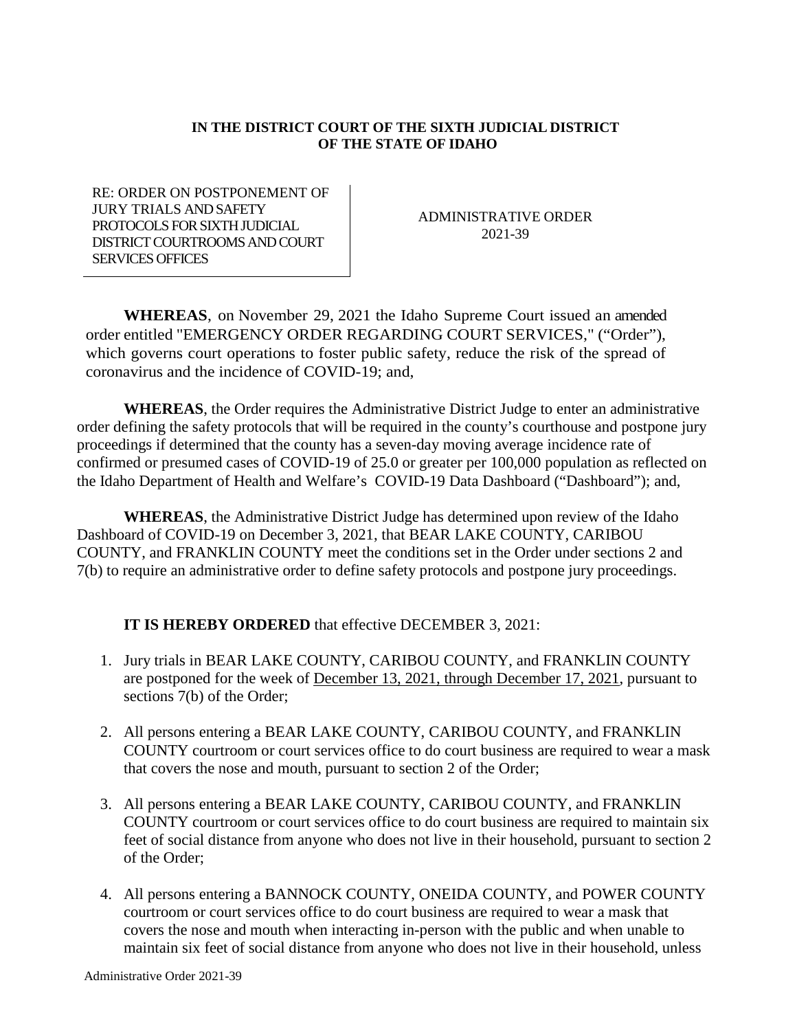**IN THE DISTRICT COURT OF THE SIXTH JUDICIAL DISTRICT OF THE STATE OF IDAHO**

| RE: ORDER ON POSTPONEMENT OF JURY TRIALS AND SAFETY PROTOCOLS FOR SIXTH JUDICIAL DISTRICT COURTROOMS AND COURT SERVICES OFFICES | ADMINISTRATIVE ORDER 2021-39 |
| --- | --- |

**WHEREAS**, on November 29, 2021 the Idaho Supreme Court issued an amended order entitled "EMERGENCY ORDER REGARDING COURT SERVICES," ("Order"), which governs court operations to foster public safety, reduce the risk of the spread of coronavirus and the incidence of COVID-19; and,

**WHEREAS**, the Order requires the Administrative District Judge to enter an administrative order defining the safety protocols that will be required in the county's courthouse and postpone jury proceedings if determined that the county has a seven-day moving average incidence rate of confirmed or presumed cases of COVID-19 of 25.0 or greater per 100,000 population as reflected on the Idaho Department of Health and Welfare's COVID-19 Data Dashboard ("Dashboard"); and,

**WHEREAS**, the Administrative District Judge has determined upon review of the Idaho Dashboard of COVID-19 on December 3, 2021, that BEAR LAKE COUNTY, CARIBOU COUNTY, and FRANKLIN COUNTY meet the conditions set in the Order under sections 2 and 7(b) to require an administrative order to define safety protocols and postpone jury proceedings.

**IT IS HEREBY ORDERED** that effective DECEMBER 3, 2021:

1. Jury trials in BEAR LAKE COUNTY, CARIBOU COUNTY, and FRANKLIN COUNTY are postponed for the week of December 13, 2021, through December 17, 2021, pursuant to sections 7(b) of the Order;
2. All persons entering a BEAR LAKE COUNTY, CARIBOU COUNTY, and FRANKLIN COUNTY courtroom or court services office to do court business are required to wear a mask that covers the nose and mouth, pursuant to section 2 of the Order;
3. All persons entering a BEAR LAKE COUNTY, CARIBOU COUNTY, and FRANKLIN COUNTY courtroom or court services office to do court business are required to maintain six feet of social distance from anyone who does not live in their household, pursuant to section 2 of the Order;
4. All persons entering a BANNOCK COUNTY, ONEIDA COUNTY, and POWER COUNTY courtroom or court services office to do court business are required to wear a mask that covers the nose and mouth when interacting in-person with the public and when unable to maintain six feet of social distance from anyone who does not live in their household, unless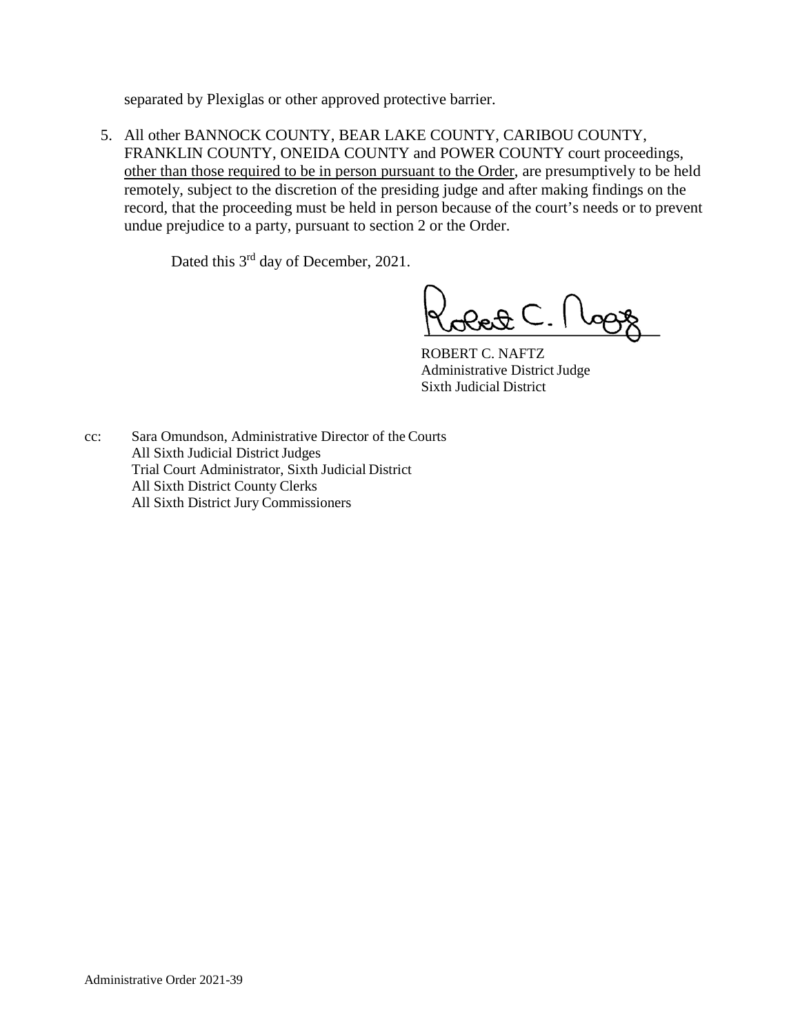separated by Plexiglas or other approved protective barrier.

5. All other BANNOCK COUNTY, BEAR LAKE COUNTY, CARIBOU COUNTY, FRANKLIN COUNTY, ONEIDA COUNTY and POWER COUNTY court proceedings, <u>other than those required to be in person pursuant to the Order</u>, are presumptively to be held remotely, subject to the discretion of the presiding judge and after making findings on the record, that the proceeding must be held in person because of the court's needs or to prevent undue prejudice to a party, pursuant to section 2 or the Order.

Dated this 3rd day of December, 2021.

ROBERT C. NAFTZ
Administrative District Judge
Sixth Judicial District

cc: Sara Omundson, Administrative Director of the Courts
All Sixth Judicial District Judges
Trial Court Administrator, Sixth Judicial District
All Sixth District County Clerks
All Sixth District Jury Commissioners

Administrative Order 2021-39